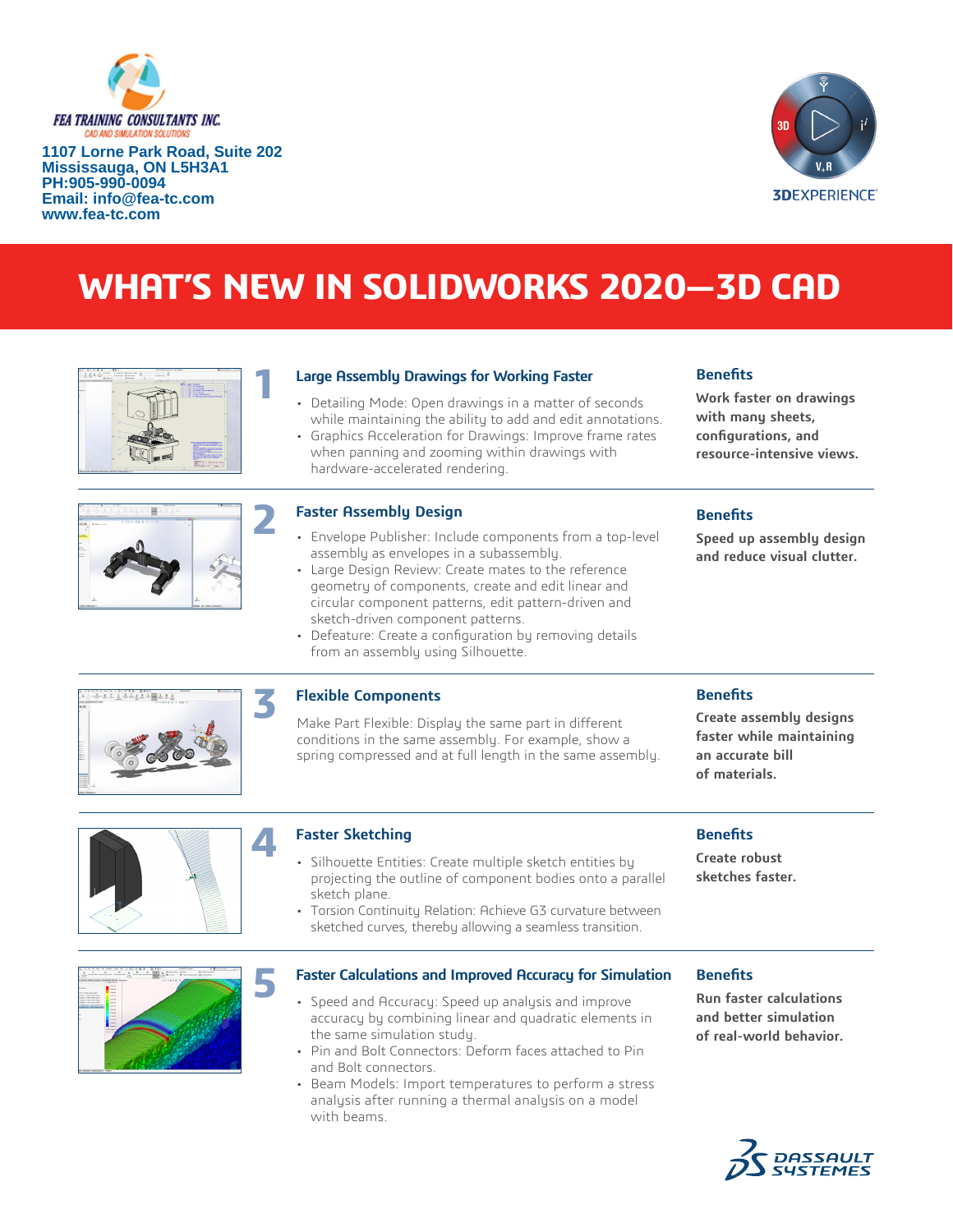FEA TRAINING CONSULTANTS INC.
CAD AND SIMULATION SOLUTIONS

**1107 Lorne Park Road, Suite 202**
**Mississauga, ON L5H3A1**
**PH:905-990-0094**
**Email: info@fea-tc.com**
**www.fea-tc.com**

3DEXPERIENCE

# WHAT'S NEW IN SOLIDWORKS 2020—3D CAD

## 1 Large Assembly Drawings for Working Faster

- Detailing Mode: Open drawings in a matter of seconds while maintaining the ability to add and edit annotations.
- Graphics Acceleration for Drawings: Improve frame rates when panning and zooming within drawings with hardware-accelerated rendering.

**Benefits**

**Work faster on drawings with many sheets, configurations, and resource-intensive views.**

## 2 Faster Assembly Design

- Envelope Publisher: Include components from a top-level assembly as envelopes in a subassembly.
- Large Design Review: Create mates to the reference geometry of components, create and edit linear and circular component patterns, edit pattern-driven and sketch-driven component patterns.
- Defeature: Create a configuration by removing details from an assembly using Silhouette.

**Benefits**

**Speed up assembly design and reduce visual clutter.**

## 3 Flexible Components

Make Part Flexible: Display the same part in different conditions in the same assembly. For example, show a spring compressed and at full length in the same assembly.

**Benefits**

**Create assembly designs faster while maintaining an accurate bill of materials.**

## 4 Faster Sketching

- Silhouette Entities: Create multiple sketch entities by projecting the outline of component bodies onto a parallel sketch plane.
- Torsion Continuity Relation: Achieve G3 curvature between sketched curves, thereby allowing a seamless transition.

**Benefits**

**Create robust sketches faster.**

## 5 Faster Calculations and Improved Accuracy for Simulation

- Speed and Accuracy: Speed up analysis and improve accuracy by combining linear and quadratic elements in the same simulation study.
- Pin and Bolt Connectors: Deform faces attached to Pin and Bolt connectors.
- Beam Models: Import temperatures to perform a stress analysis after running a thermal analysis on a model with beams.

**Benefits**

**Run faster calculations and better simulation of real-world behavior.**

DASSAULT SYSTEMES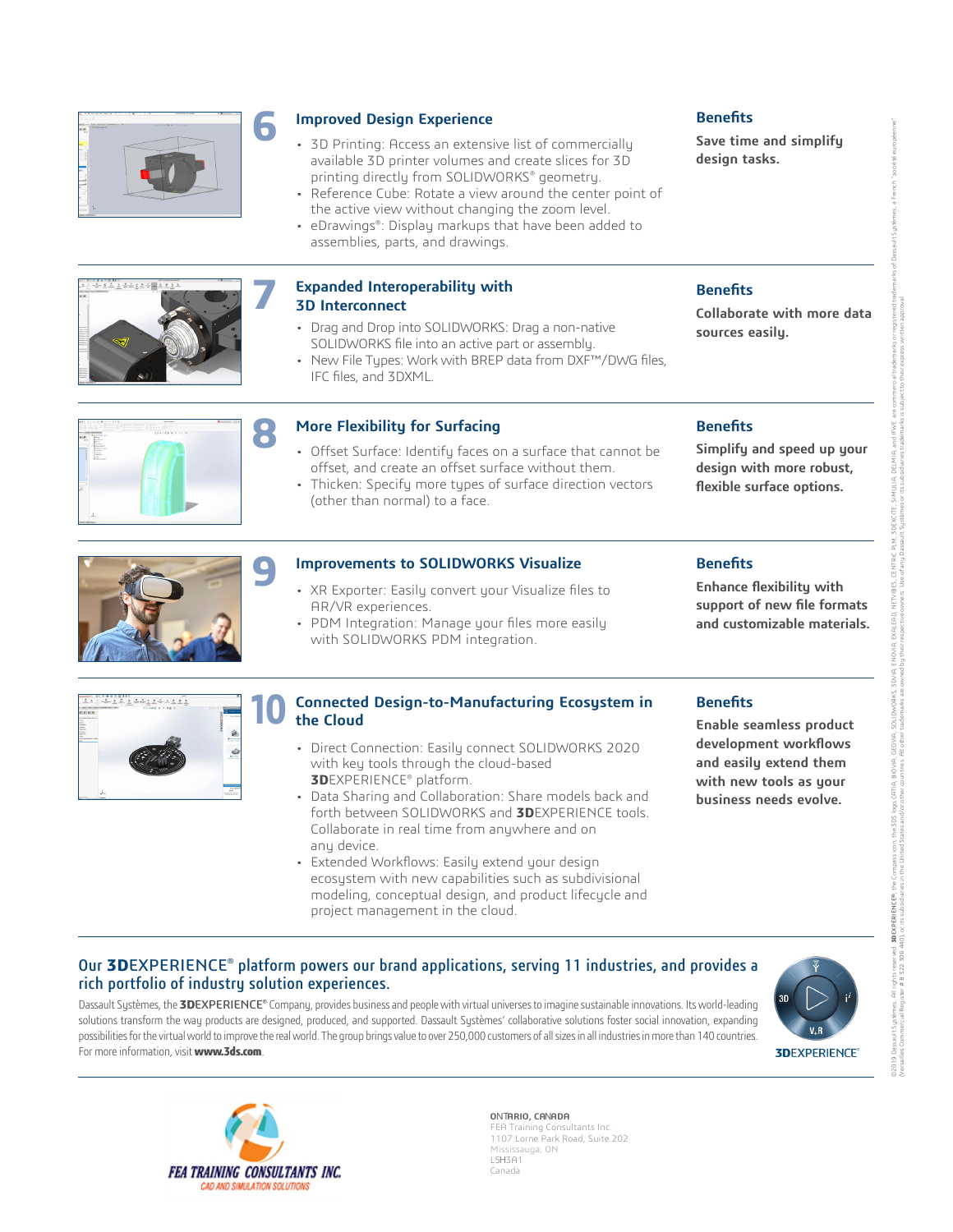## 6 Improved Design Experience

- 3D Printing: Access an extensive list of commercially available 3D printer volumes and create slices for 3D printing directly from SOLIDWORKS® geometry.
- Reference Cube: Rotate a view around the center point of the active view without changing the zoom level.
- eDrawings®: Display markups that have been added to assemblies, parts, and drawings.

**Benefits**

**Save time and simplify design tasks.**

## 7 Expanded Interoperability with 3D Interconnect

- Drag and Drop into SOLIDWORKS: Drag a non-native SOLIDWORKS file into an active part or assembly.
- New File Types: Work with BREP data from DXF™/DWG files, IFC files, and 3DXML.

**Benefits**

**Collaborate with more data sources easily.**

## 8 More Flexibility for Surfacing

- Offset Surface: Identify faces on a surface that cannot be offset, and create an offset surface without them.
- Thicken: Specify more types of surface direction vectors (other than normal) to a face.

**Benefits**

**Simplify and speed up your design with more robust, flexible surface options.**

## 9 Improvements to SOLIDWORKS Visualize

- XR Exporter: Easily convert your Visualize files to AR/VR experiences.
- PDM Integration: Manage your files more easily with SOLIDWORKS PDM integration.

**Benefits**

**Enhance flexibility with support of new file formats and customizable materials.**

## 10 Connected Design-to-Manufacturing Ecosystem in the Cloud

- Direct Connection: Easily connect SOLIDWORKS 2020 with key tools through the cloud-based **3D**EXPERIENCE® platform.
- Data Sharing and Collaboration: Share models back and forth between SOLIDWORKS and **3D**EXPERIENCE tools. Collaborate in real time from anywhere and on any device.
- Extended Workflows: Easily extend your design ecosystem with new capabilities such as subdivisional modeling, conceptual design, and product lifecycle and project management in the cloud.

**Benefits**

**Enable seamless product development workflows and easily extend them with new tools as your business needs evolve.**

### Our **3D**EXPERIENCE® platform powers our brand applications, serving 11 industries, and provides a rich portfolio of industry solution experiences.

Dassault Systèmes, the **3D**EXPERIENCE® Company, provides business and people with virtual universes to imagine sustainable innovations. Its world-leading solutions transform the way products are designed, produced, and supported. Dassault Systèmes' collaborative solutions foster social innovation, expanding possibilities for the virtual world to improve the real world. The group brings value to over 250,000 customers of all sizes in all industries in more than 140 countries. For more information, visit **www.3ds.com**.

**3D**EXPERIENCE®

©2019 Dassault Systèmes. All rights reserved. **3D**EXPERIENCE®, the Compass icon, the 3DS logo, CATIA, BIOVIA, GEOVIA, SOLIDWORKS, 3DVIA, ENOVIA, EXALEAD, NETVIBES, CENTRIC PLM, 3DEXCITE, SIMULIA, DELMIA, and IFWE are commercial trademarks or registered trademarks of Dassault Systèmes, a French "société européenne" (Versailles Commercial Register # B 322 306 440), or its subsidiaries in the United States and/or other countries. All other trademarks are owned by their respective owners. Use of any Dassault Systèmes or its subsidiaries trademarks is subject to their express written approval.

FEA TRAINING CONSULTANTS INC.
CAD AND SIMULATION SOLUTIONS

**ONTARIO, CANADA**
FEA Training Consultants Inc.
1107 Lorne Park Road, Suite 202
Mississauga, ON
L5H3A1
Canada